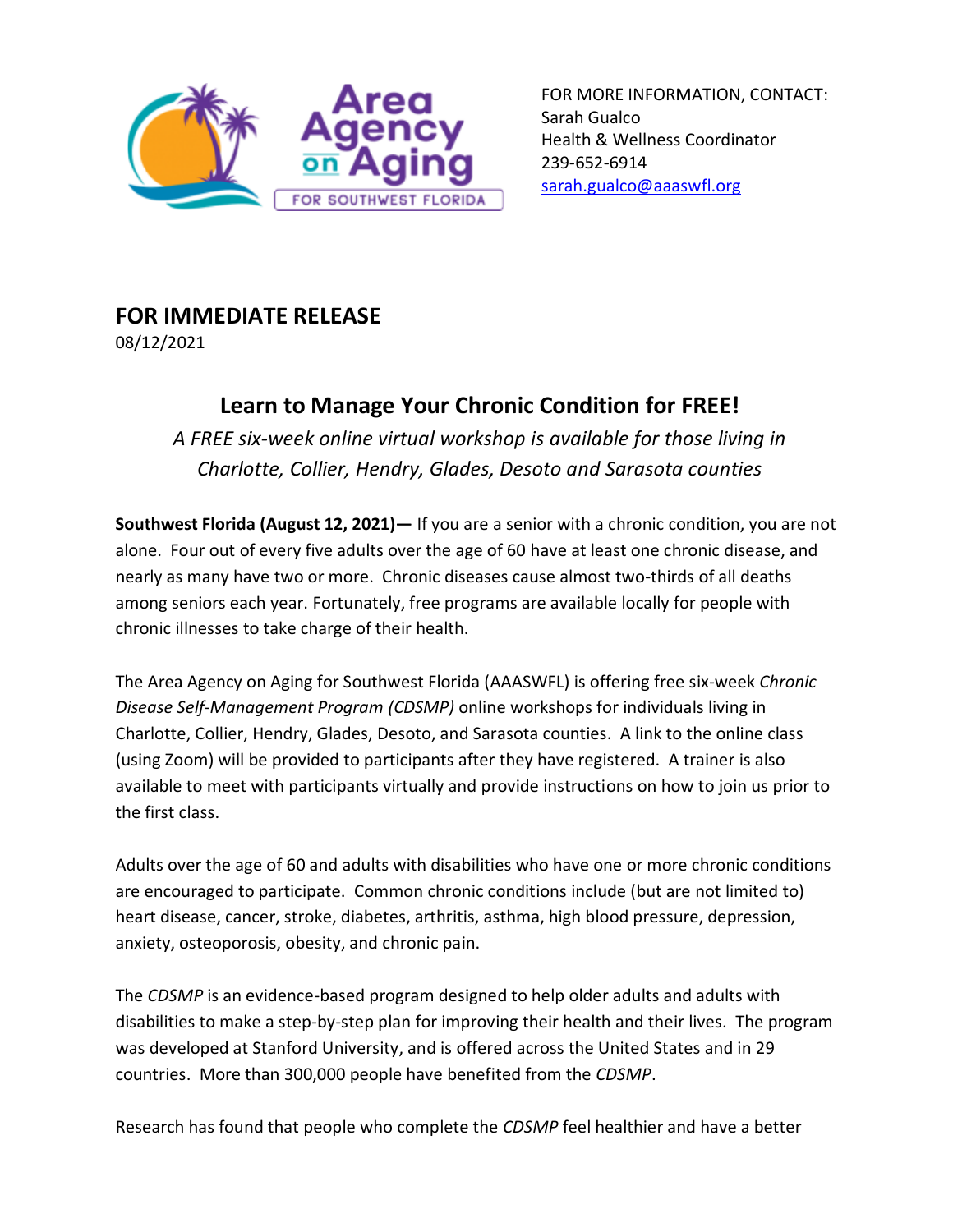Area Agency on Aging FOR SOUTHWEST FLORIDA

FOR MORE INFORMATION, CONTACT:
Sarah Gualco
Health & Wellness Coordinator
239-652-6914
sarah.gualco@aaaswfl.org

## FOR IMMEDIATE RELEASE

08/12/2021

# Learn to Manage Your Chronic Condition for FREE!

*A FREE six-week online virtual workshop is available for those living in Charlotte, Collier, Hendry, Glades, Desoto and Sarasota counties*

**Southwest Florida (August 12, 2021)—** If you are a senior with a chronic condition, you are not alone. Four out of every five adults over the age of 60 have at least one chronic disease, and nearly as many have two or more. Chronic diseases cause almost two-thirds of all deaths among seniors each year. Fortunately, free programs are available locally for people with chronic illnesses to take charge of their health.

The Area Agency on Aging for Southwest Florida (AAASWFL) is offering free six-week *Chronic Disease Self-Management Program (CDSMP)* online workshops for individuals living in Charlotte, Collier, Hendry, Glades, Desoto, and Sarasota counties. A link to the online class (using Zoom) will be provided to participants after they have registered. A trainer is also available to meet with participants virtually and provide instructions on how to join us prior to the first class.

Adults over the age of 60 and adults with disabilities who have one or more chronic conditions are encouraged to participate. Common chronic conditions include (but are not limited to) heart disease, cancer, stroke, diabetes, arthritis, asthma, high blood pressure, depression, anxiety, osteoporosis, obesity, and chronic pain.

The *CDSMP* is an evidence-based program designed to help older adults and adults with disabilities to make a step-by-step plan for improving their health and their lives. The program was developed at Stanford University, and is offered across the United States and in 29 countries. More than 300,000 people have benefited from the *CDSMP*.

Research has found that people who complete the *CDSMP* feel healthier and have a better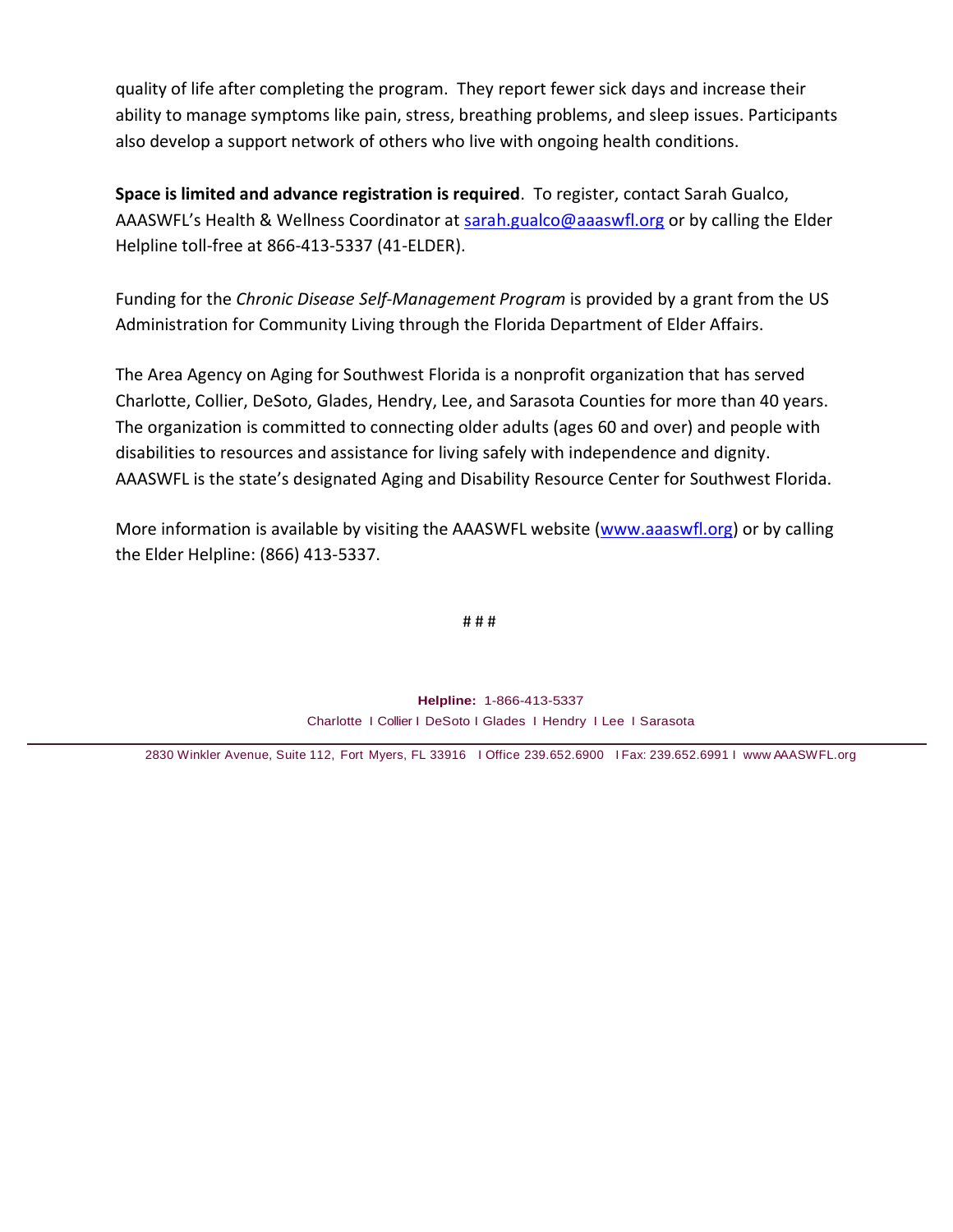quality of life after completing the program. They report fewer sick days and increase their ability to manage symptoms like pain, stress, breathing problems, and sleep issues. Participants also develop a support network of others who live with ongoing health conditions.

**Space is limited and advance registration is required**. To register, contact Sarah Gualco, AAASWFL's Health & Wellness Coordinator at sarah.gualco@aaaswfl.org or by calling the Elder Helpline toll-free at 866-413-5337 (41-ELDER).

Funding for the *Chronic Disease Self-Management Program* is provided by a grant from the US Administration for Community Living through the Florida Department of Elder Affairs.

The Area Agency on Aging for Southwest Florida is a nonprofit organization that has served Charlotte, Collier, DeSoto, Glades, Hendry, Lee, and Sarasota Counties for more than 40 years. The organization is committed to connecting older adults (ages 60 and over) and people with disabilities to resources and assistance for living safely with independence and dignity. AAASWFL is the state's designated Aging and Disability Resource Center for Southwest Florida.

More information is available by visiting the AAASWFL website (www.aaaswfl.org) or by calling the Elder Helpline: (866) 413-5337.

# # #

**Helpline:** 1-866-413-5337
Charlotte I Collier I DeSoto I Glades I Hendry I Lee I Sarasota

2830 Winkler Avenue, Suite 112, Fort Myers, FL 33916 I Office 239.652.6900 I Fax: 239.652.6991 I www AAASWFL.org